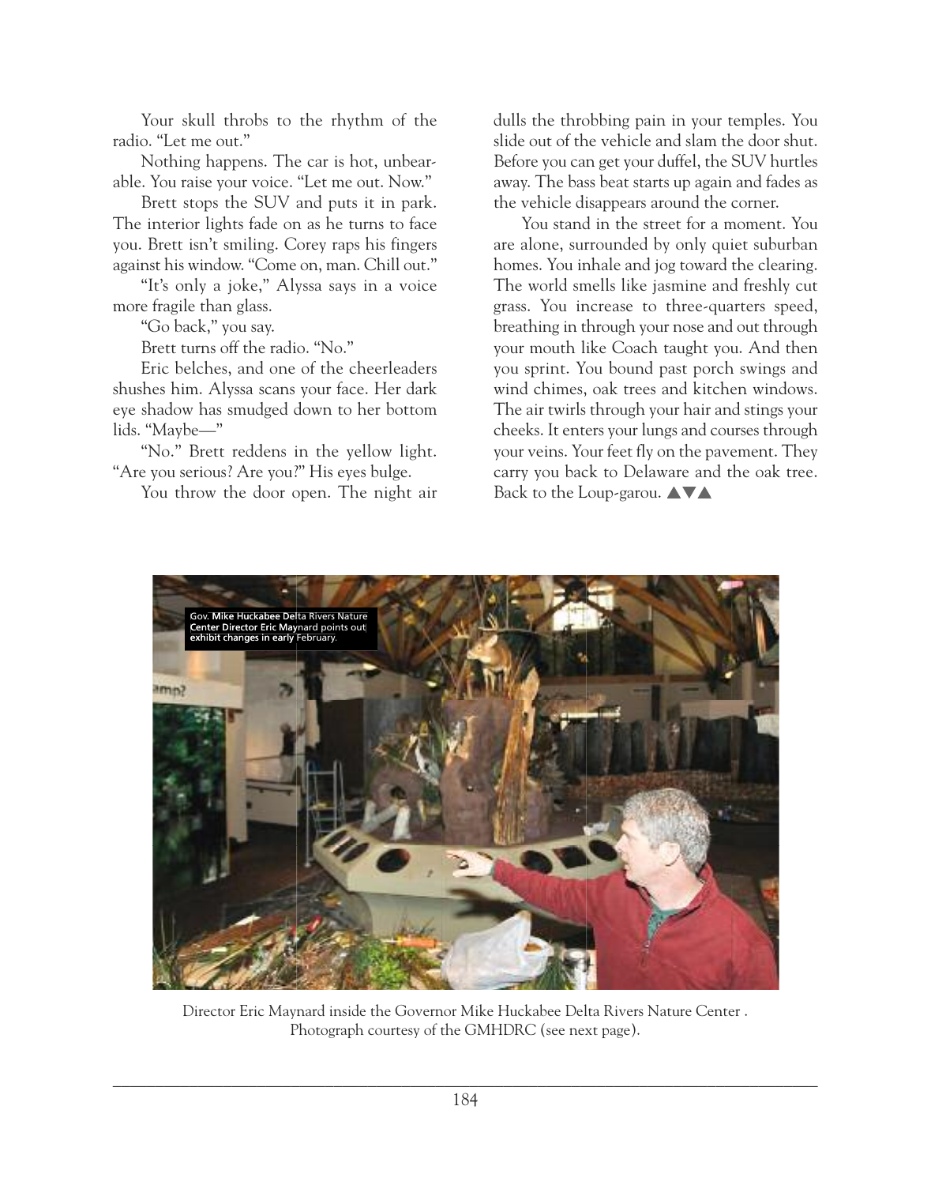Your skull throbs to the rhythm of the radio. "Let me out."

Nothing happens. The car is hot, unbearable. You raise your voice. "Let me out. Now."

Brett stops the SUV and puts it in park. The interior lights fade on as he turns to face you. Brett isn't smiling. Corey raps his fingers against his window. "Come on, man. Chill out."

"It's only a joke," Alyssa says in a voice more fragile than glass.

"Go back," you say.

Brett turns off the radio. "No."

Eric belches, and one of the cheerleaders shushes him. Alyssa scans your face. Her dark eye shadow has smudged down to her bottom lids. "Maybe—"

"No." Brett reddens in the yellow light. "Are you serious? Are you?" His eyes bulge.

You throw the door open. The night air dulls the throbbing pain in your temples. You slide out of the vehicle and slam the door shut. Before you can get your duffel, the SUV hurtles away. The bass beat starts up again and fades as the vehicle disappears around the corner.

You stand in the street for a moment. You are alone, surrounded by only quiet suburban homes. You inhale and jog toward the clearing. The world smells like jasmine and freshly cut grass. You increase to three-quarters speed, breathing in through your nose and out through your mouth like Coach taught you. And then you sprint. You bound past porch swings and wind chimes, oak trees and kitchen windows. The air twirls through your hair and stings your cheeks. It enters your lungs and courses through your veins. Your feet fly on the pavement. They carry you back to Delaware and the oak tree. Back to the Loup-garou. ▲▼▲

Gov. Mike Huckabee Delta Rivers Nature Center Director Eric Maynard points out exhibit changes in early February.

Director Eric Maynard inside the Governor Mike Huckabee Delta Rivers Nature Center . Photograph courtesy of the GMHDRC (see next page).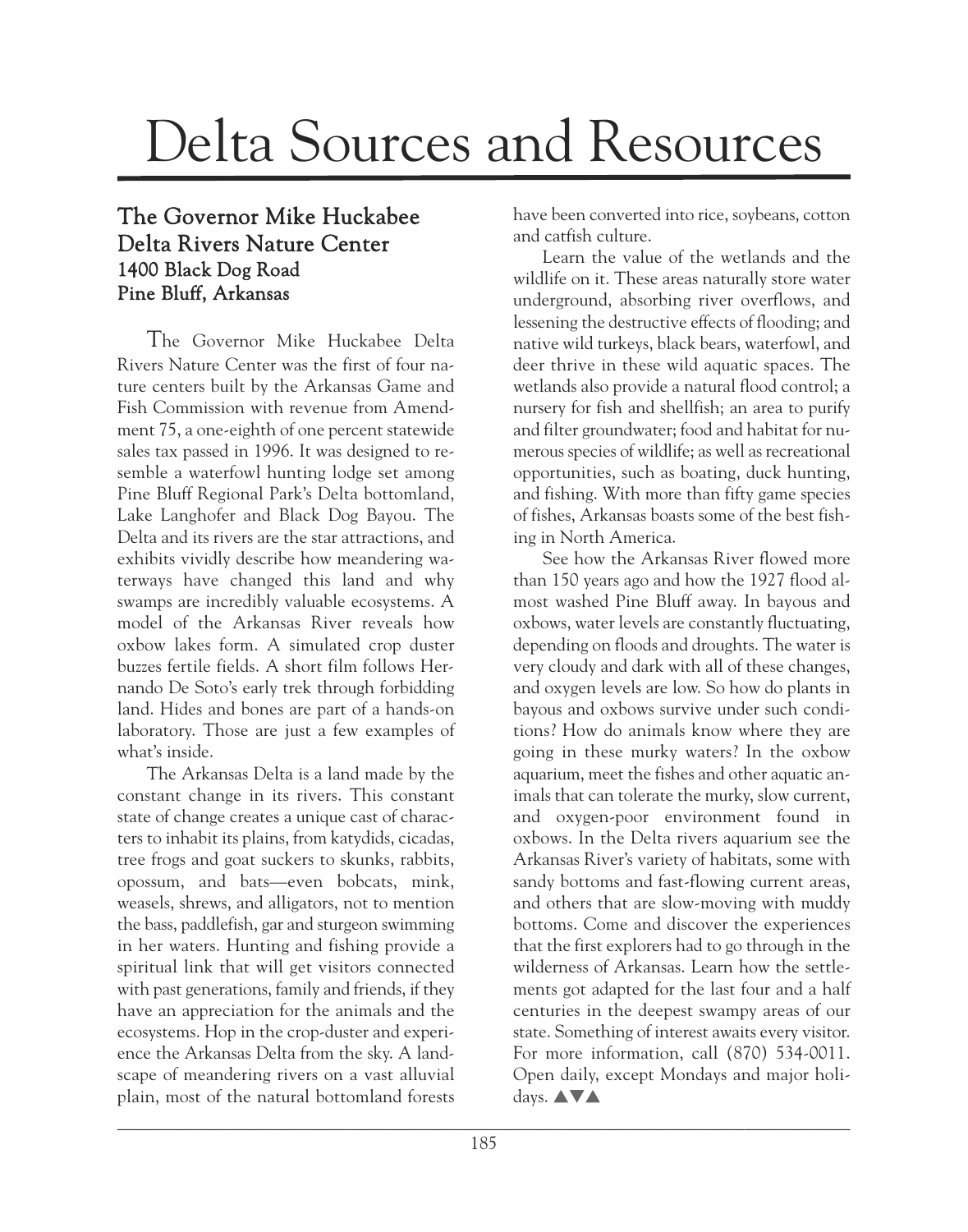# Delta Sources and Resources

## The Governor Mike Huckabee Delta Rivers Nature Center

### 1400 Black Dog Road
### Pine Bluff, Arkansas

The Governor Mike Huckabee Delta Rivers Nature Center was the first of four nature centers built by the Arkansas Game and Fish Commission with revenue from Amendment 75, a one-eighth of one percent statewide sales tax passed in 1996. It was designed to resemble a waterfowl hunting lodge set among Pine Bluff Regional Park's Delta bottomland, Lake Langhofer and Black Dog Bayou. The Delta and its rivers are the star attractions, and exhibits vividly describe how meandering waterways have changed this land and why swamps are incredibly valuable ecosystems. A model of the Arkansas River reveals how oxbow lakes form. A simulated crop duster buzzes fertile fields. A short film follows Hernando De Soto's early trek through forbidding land. Hides and bones are part of a hands-on laboratory. Those are just a few examples of what's inside.

The Arkansas Delta is a land made by the constant change in its rivers. This constant state of change creates a unique cast of characters to inhabit its plains, from katydids, cicadas, tree frogs and goat suckers to skunks, rabbits, opossum, and bats—even bobcats, mink, weasels, shrews, and alligators, not to mention the bass, paddlefish, gar and sturgeon swimming in her waters. Hunting and fishing provide a spiritual link that will get visitors connected with past generations, family and friends, if they have an appreciation for the animals and the ecosystems. Hop in the crop-duster and experience the Arkansas Delta from the sky. A landscape of meandering rivers on a vast alluvial plain, most of the natural bottomland forests have been converted into rice, soybeans, cotton and catfish culture.

Learn the value of the wetlands and the wildlife on it. These areas naturally store water underground, absorbing river overflows, and lessening the destructive effects of flooding; and native wild turkeys, black bears, waterfowl, and deer thrive in these wild aquatic spaces. The wetlands also provide a natural flood control; a nursery for fish and shellfish; an area to purify and filter groundwater; food and habitat for numerous species of wildlife; as well as recreational opportunities, such as boating, duck hunting, and fishing. With more than fifty game species of fishes, Arkansas boasts some of the best fishing in North America.

See how the Arkansas River flowed more than 150 years ago and how the 1927 flood almost washed Pine Bluff away. In bayous and oxbows, water levels are constantly fluctuating, depending on floods and droughts. The water is very cloudy and dark with all of these changes, and oxygen levels are low. So how do plants in bayous and oxbows survive under such conditions? How do animals know where they are going in these murky waters? In the oxbow aquarium, meet the fishes and other aquatic animals that can tolerate the murky, slow current, and oxygen-poor environment found in oxbows. In the Delta rivers aquarium see the Arkansas River's variety of habitats, some with sandy bottoms and fast-flowing current areas, and others that are slow-moving with muddy bottoms. Come and discover the experiences that the first explorers had to go through in the wilderness of Arkansas. Learn how the settlements got adapted for the last four and a half centuries in the deepest swampy areas of our state. Something of interest awaits every visitor. For more information, call (870) 534-0011. Open daily, except Mondays and major holidays. ▲▼▲